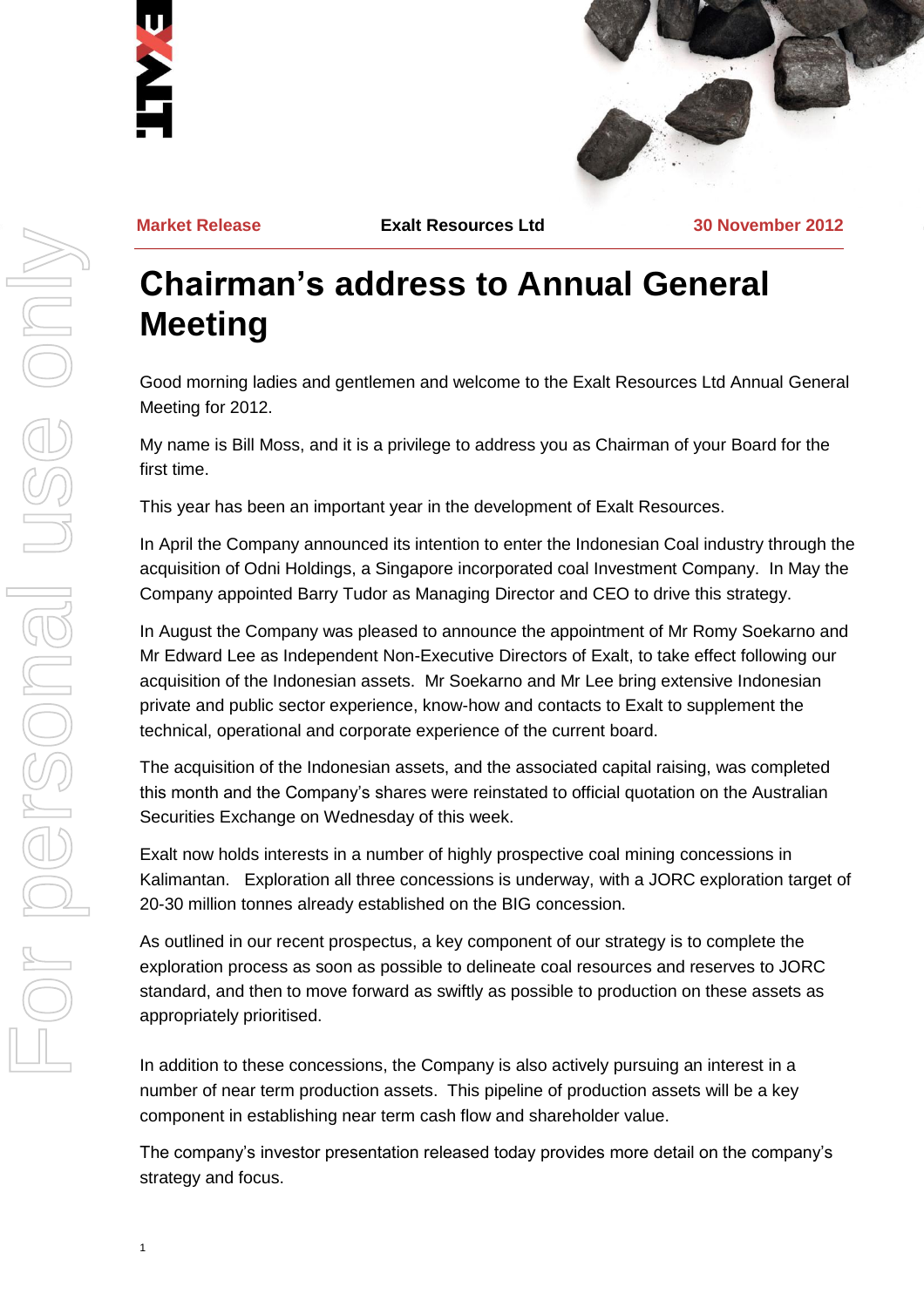Market Release | Exalt Resources Ltd | 30 November 2012

# Chairman's address to Annual General Meeting

Good morning ladies and gentlemen and welcome to the Exalt Resources Ltd Annual General Meeting for 2012.

My name is Bill Moss, and it is a privilege to address you as Chairman of your Board for the first time.

This year has been an important year in the development of Exalt Resources.

In April the Company announced its intention to enter the Indonesian Coal industry through the acquisition of Odni Holdings, a Singapore incorporated coal Investment Company. In May the Company appointed Barry Tudor as Managing Director and CEO to drive this strategy.

In August the Company was pleased to announce the appointment of Mr Romy Soekarno and Mr Edward Lee as Independent Non-Executive Directors of Exalt, to take effect following our acquisition of the Indonesian assets. Mr Soekarno and Mr Lee bring extensive Indonesian private and public sector experience, know-how and contacts to Exalt to supplement the technical, operational and corporate experience of the current board.

The acquisition of the Indonesian assets, and the associated capital raising, was completed this month and the Company's shares were reinstated to official quotation on the Australian Securities Exchange on Wednesday of this week.

Exalt now holds interests in a number of highly prospective coal mining concessions in Kalimantan. Exploration all three concessions is underway, with a JORC exploration target of 20-30 million tonnes already established on the BIG concession.

As outlined in our recent prospectus, a key component of our strategy is to complete the exploration process as soon as possible to delineate coal resources and reserves to JORC standard, and then to move forward as swiftly as possible to production on these assets as appropriately prioritised.

In addition to these concessions, the Company is also actively pursuing an interest in a number of near term production assets. This pipeline of production assets will be a key component in establishing near term cash flow and shareholder value.

The company's investor presentation released today provides more detail on the company's strategy and focus.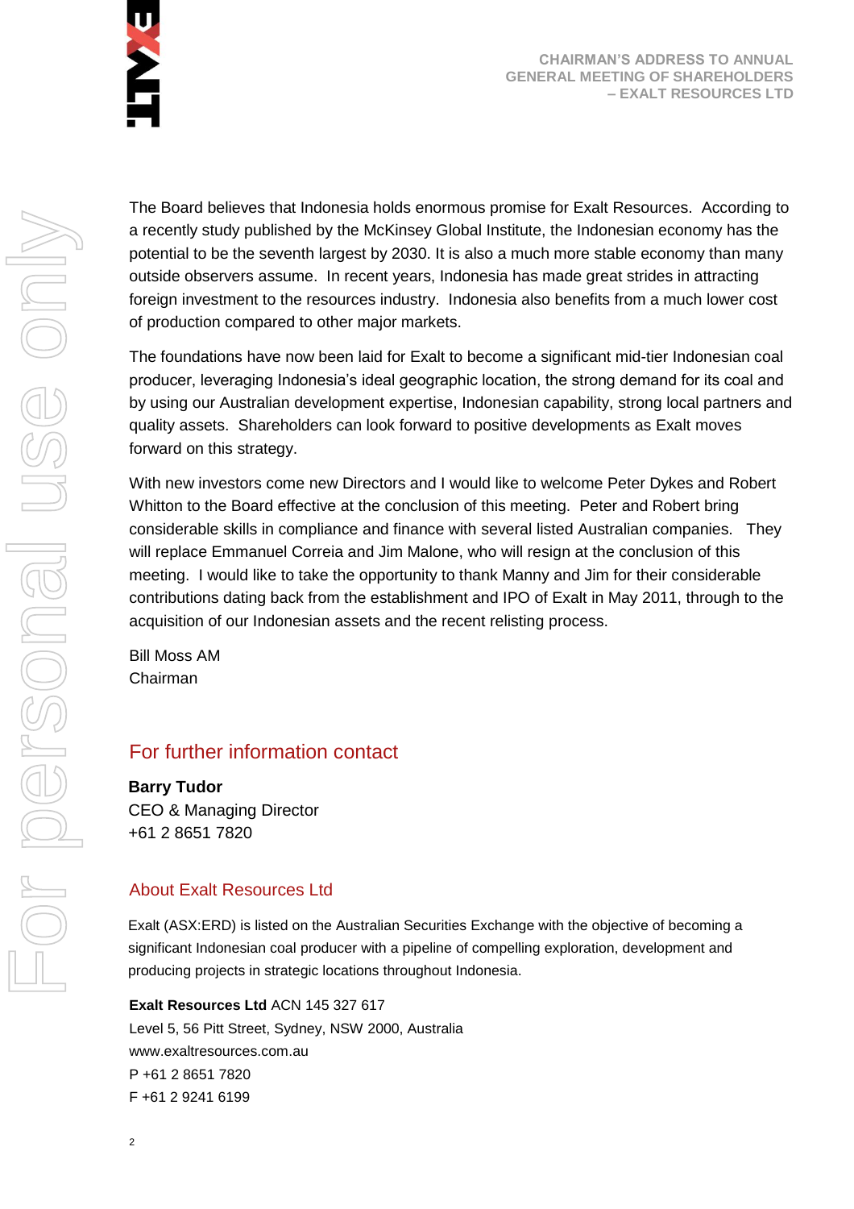The Board believes that Indonesia holds enormous promise for Exalt Resources. According to a recently study published by the McKinsey Global Institute, the Indonesian economy has the potential to be the seventh largest by 2030. It is also a much more stable economy than many outside observers assume. In recent years, Indonesia has made great strides in attracting foreign investment to the resources industry. Indonesia also benefits from a much lower cost of production compared to other major markets.

The foundations have now been laid for Exalt to become a significant mid-tier Indonesian coal producer, leveraging Indonesia's ideal geographic location, the strong demand for its coal and by using our Australian development expertise, Indonesian capability, strong local partners and quality assets. Shareholders can look forward to positive developments as Exalt moves forward on this strategy.

With new investors come new Directors and I would like to welcome Peter Dykes and Robert Whitton to the Board effective at the conclusion of this meeting. Peter and Robert bring considerable skills in compliance and finance with several listed Australian companies. They will replace Emmanuel Correia and Jim Malone, who will resign at the conclusion of this meeting. I would like to take the opportunity to thank Manny and Jim for their considerable contributions dating back from the establishment and IPO of Exalt in May 2011, through to the acquisition of our Indonesian assets and the recent relisting process.

Bill Moss AM
Chairman

## For further information contact

**Barry Tudor**
CEO & Managing Director
+61 2 8651 7820

## About Exalt Resources Ltd

Exalt (ASX:ERD) is listed on the Australian Securities Exchange with the objective of becoming a significant Indonesian coal producer with a pipeline of compelling exploration, development and producing projects in strategic locations throughout Indonesia.

**Exalt Resources Ltd** ACN 145 327 617
Level 5, 56 Pitt Street, Sydney, NSW 2000, Australia
www.exaltresources.com.au
P +61 2 8651 7820
F +61 2 9241 6199